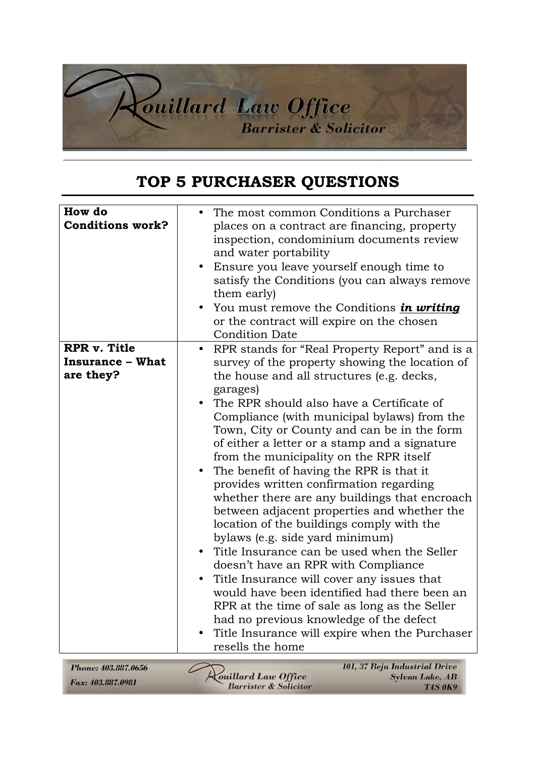# TOP 5 PURCHASER QUESTIONS

| | |
|---|---|
| **How do Conditions work?** | • The most common Conditions a Purchaser places on a contract are financing, property inspection, condominium documents review and water portability<br>• Ensure you leave yourself enough time to satisfy the Conditions (you can always remove them early)<br>• You must remove the Conditions ***in writing*** or the contract will expire on the chosen Condition Date |
| **RPR v. Title Insurance – What are they?** | • RPR stands for "Real Property Report" and is a survey of the property showing the location of the house and all structures (e.g. decks, garages)<br>• The RPR should also have a Certificate of Compliance (with municipal bylaws) from the Town, City or County and can be in the form of either a letter or a stamp and a signature from the municipality on the RPR itself<br>• The benefit of having the RPR is that it provides written confirmation regarding whether there are any buildings that encroach between adjacent properties and whether the location of the buildings comply with the bylaws (e.g. side yard minimum)<br>• Title Insurance can be used when the Seller doesn't have an RPR with Compliance<br>• Title Insurance will cover any issues that would have been identified had there been an RPR at the time of sale as long as the Seller had no previous knowledge of the defect<br>• Title Insurance will expire when the Purchaser resells the home |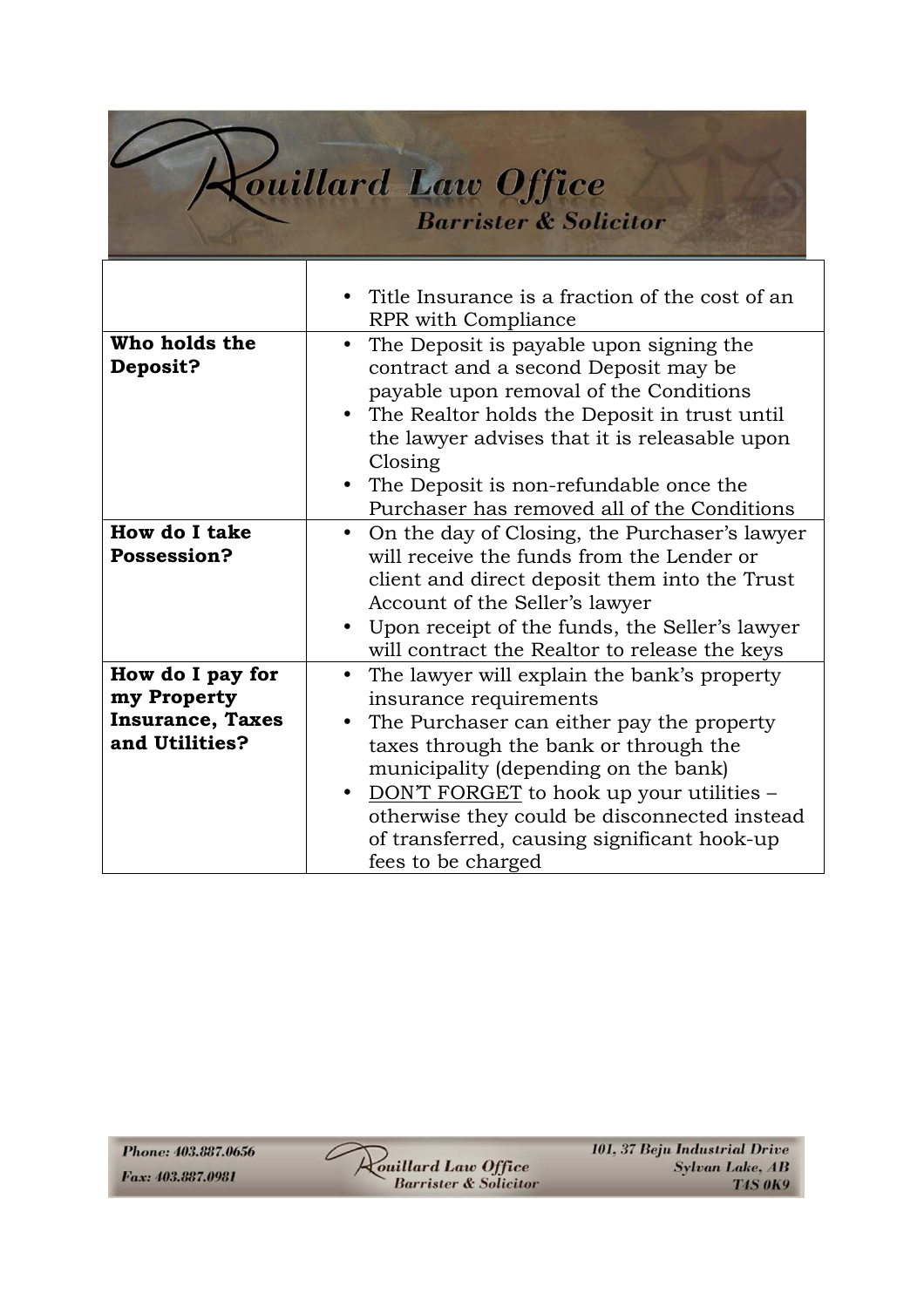| | |
|---|---|
| | • Title Insurance is a fraction of the cost of an RPR with Compliance |
| **Who holds the Deposit?** | • The Deposit is payable upon signing the contract and a second Deposit may be payable upon removal of the Conditions<br>• The Realtor holds the Deposit in trust until the lawyer advises that it is releasable upon Closing<br>• The Deposit is non-refundable once the Purchaser has removed all of the Conditions |
| **How do I take Possession?** | • On the day of Closing, the Purchaser's lawyer will receive the funds from the Lender or client and direct deposit them into the Trust Account of the Seller's lawyer<br>• Upon receipt of the funds, the Seller's lawyer will contract the Realtor to release the keys |
| **How do I pay for my Property Insurance, Taxes and Utilities?** | • The lawyer will explain the bank's property insurance requirements<br>• The Purchaser can either pay the property taxes through the bank or through the municipality (depending on the bank)<br>• <u>DON'T FORGET</u> to hook up your utilities – otherwise they could be disconnected instead of transferred, causing significant hook-up fees to be charged |